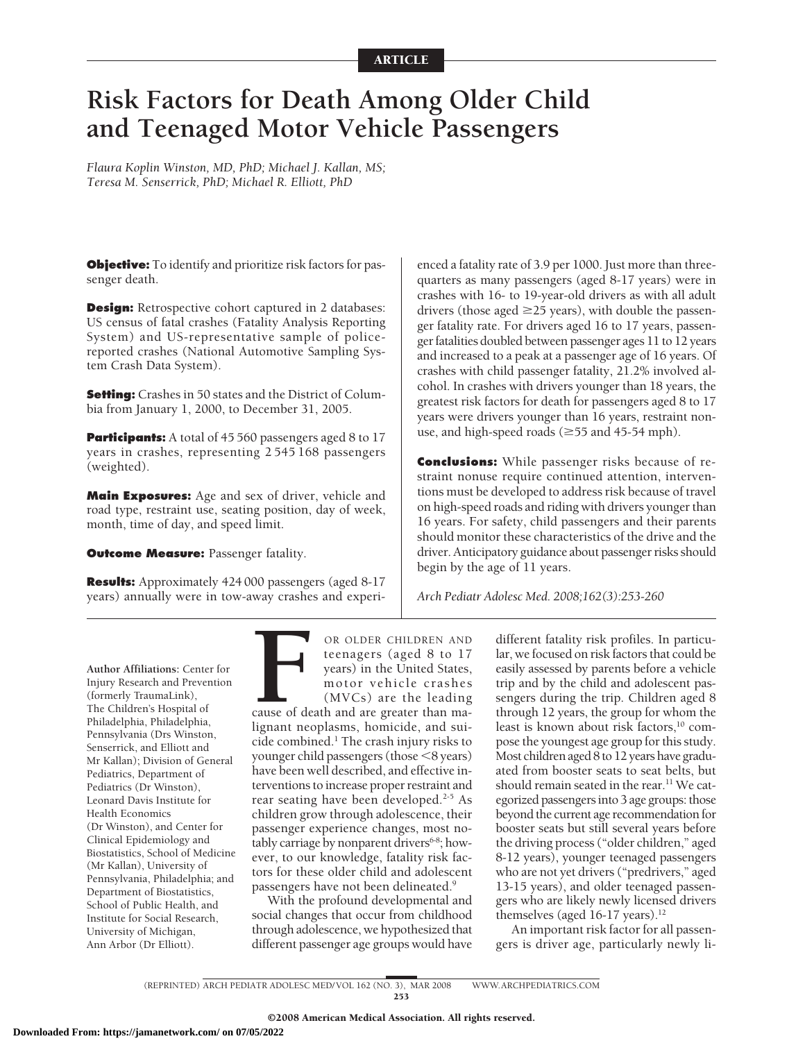ARTICLE

# Risk Factors for Death Among Older Child and Teenaged Motor Vehicle Passengers

*Flaura Koplin Winston, MD, PhD; Michael J. Kallan, MS; Teresa M. Senserrick, PhD; Michael R. Elliott, PhD*

**Objective:** To identify and prioritize risk factors for passenger death.

**Design:** Retrospective cohort captured in 2 databases: US census of fatal crashes (Fatality Analysis Reporting System) and US-representative sample of police-reported crashes (National Automotive Sampling System Crash Data System).

**Setting:** Crashes in 50 states and the District of Columbia from January 1, 2000, to December 31, 2005.

**Participants:** A total of 45 560 passengers aged 8 to 17 years in crashes, representing 2 545 168 passengers (weighted).

**Main Exposures:** Age and sex of driver, vehicle and road type, restraint use, seating position, day of week, month, time of day, and speed limit.

**Outcome Measure:** Passenger fatality.

**Results:** Approximately 424 000 passengers (aged 8-17 years) annually were in tow-away crashes and experienced a fatality rate of 3.9 per 1000. Just more than three-quarters as many passengers (aged 8-17 years) were in crashes with 16- to 19-year-old drivers as with all adult drivers (those aged ≥25 years), with double the passenger fatality rate. For drivers aged 16 to 17 years, passenger fatalities doubled between passenger ages 11 to 12 years and increased to a peak at a passenger age of 16 years. Of crashes with child passenger fatality, 21.2% involved alcohol. In crashes with drivers younger than 18 years, the greatest risk factors for death for passengers aged 8 to 17 years were drivers younger than 16 years, restraint nonuse, and high-speed roads (≥55 and 45-54 mph).

**Conclusions:** While passenger risks because of restraint nonuse require continued attention, interventions must be developed to address risk because of travel on high-speed roads and riding with drivers younger than 16 years. For safety, child passengers and their parents should monitor these characteristics of the drive and the driver. Anticipatory guidance about passenger risks should begin by the age of 11 years.

*Arch Pediatr Adolesc Med. 2008;162(3):253-260*

**Author Affiliations:** Center for Injury Research and Prevention (formerly TraumaLink), The Children's Hospital of Philadelphia, Philadelphia, Pennsylvania (Drs Winston, Senserrick, and Elliott and Mr Kallan); Division of General Pediatrics, Department of Pediatrics (Dr Winston), Leonard Davis Institute for Health Economics (Dr Winston), and Center for Clinical Epidemiology and Biostatistics, School of Medicine (Mr Kallan), University of Pennsylvania, Philadelphia; and Department of Biostatistics, School of Public Health, and Institute for Social Research, University of Michigan, Ann Arbor (Dr Elliott).

FOR OLDER CHILDREN AND teenagers (aged 8 to 17 years) in the United States, motor vehicle crashes (MVCs) are the leading cause of death and are greater than malignant neoplasms, homicide, and suicide combined.[1] The crash injury risks to younger child passengers (those <8 years) have been well described, and effective interventions to increase proper restraint and rear seating have been developed.[2-5] As children grow through adolescence, their passenger experience changes, most notably carriage by nonparent drivers[6-8]; however, to our knowledge, fatality risk factors for these older child and adolescent passengers have not been delineated.[9]

With the profound developmental and social changes that occur from childhood through adolescence, we hypothesized that different passenger age groups would have different fatality risk profiles. In particular, we focused on risk factors that could be easily assessed by parents before a vehicle trip and by the child and adolescent passengers during the trip. Children aged 8 through 12 years, the group for whom the least is known about risk factors,[10] compose the youngest age group for this study. Most children aged 8 to 12 years have graduated from booster seats to seat belts, but should remain seated in the rear.[11] We categorized passengers into 3 age groups: those beyond the current age recommendation for booster seats but still several years before the driving process ("older children," aged 8-12 years), younger teenaged passengers who are not yet drivers ("predrivers," aged 13-15 years), and older teenaged passengers who are likely newly licensed drivers themselves (aged 16-17 years).[12]

An important risk factor for all passengers is driver age, particularly newly li-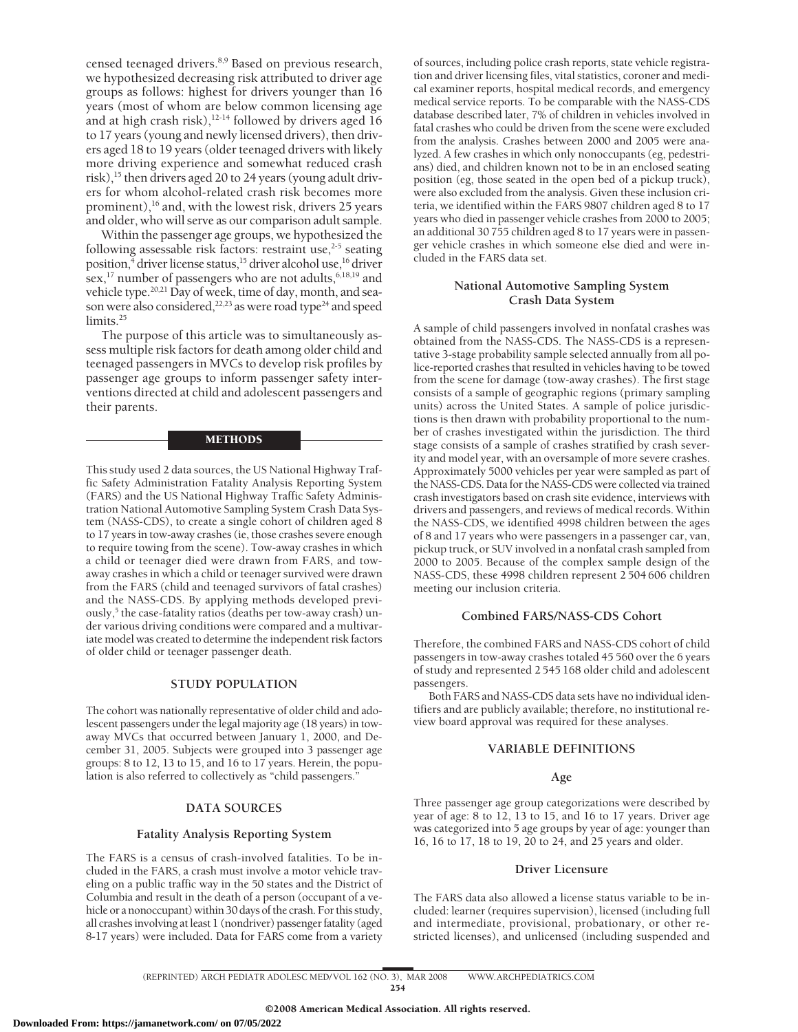censed teenaged drivers.[8,9] Based on previous research, we hypothesized decreasing risk attributed to driver age groups as follows: highest for drivers younger than 16 years (most of whom are below common licensing age and at high crash risk),[12-14] followed by drivers aged 16 to 17 years (young and newly licensed drivers), then drivers aged 18 to 19 years (older teenaged drivers with likely more driving experience and somewhat reduced crash risk),[15] then drivers aged 20 to 24 years (young adult drivers for whom alcohol-related crash risk becomes more prominent),[16] and, with the lowest risk, drivers 25 years and older, who will serve as our comparison adult sample.

Within the passenger age groups, we hypothesized the following assessable risk factors: restraint use,[2-5] seating position,[4] driver license status,[15] driver alcohol use,[16] driver sex,[17] number of passengers who are not adults,[6,18,19] and vehicle type.[20,21] Day of week, time of day, month, and season were also considered,[22,23] as were road type[24] and speed limits.[25]

The purpose of this article was to simultaneously assess multiple risk factors for death among older child and teenaged passengers in MVCs to develop risk profiles by passenger age groups to inform passenger safety interventions directed at child and adolescent passengers and their parents.

## METHODS

This study used 2 data sources, the US National Highway Traffic Safety Administration Fatality Analysis Reporting System (FARS) and the US National Highway Traffic Safety Administration National Automotive Sampling System Crash Data System (NASS-CDS), to create a single cohort of children aged 8 to 17 years in tow-away crashes (ie, those crashes severe enough to require towing from the scene). Tow-away crashes in which a child or teenager died were drawn from FARS, and tow-away crashes in which a child or teenager survived were drawn from the FARS (child and teenaged survivors of fatal crashes) and the NASS-CDS. By applying methods developed previously,[5] the case-fatality ratios (deaths per tow-away crash) under various driving conditions were compared and a multivariate model was created to determine the independent risk factors of older child or teenager passenger death.

### STUDY POPULATION

The cohort was nationally representative of older child and adolescent passengers under the legal majority age (18 years) in tow-away MVCs that occurred between January 1, 2000, and December 31, 2005. Subjects were grouped into 3 passenger age groups: 8 to 12, 13 to 15, and 16 to 17 years. Herein, the population is also referred to collectively as "child passengers."

### DATA SOURCES

#### Fatality Analysis Reporting System

The FARS is a census of crash-involved fatalities. To be included in the FARS, a crash must involve a motor vehicle traveling on a public traffic way in the 50 states and the District of Columbia and result in the death of a person (occupant of a vehicle or a nonoccupant) within 30 days of the crash. For this study, all crashes involving at least 1 (nondriver) passenger fatality (aged 8-17 years) were included. Data for FARS come from a variety of sources, including police crash reports, state vehicle registration and driver licensing files, vital statistics, coroner and medical examiner reports, hospital medical records, and emergency medical service reports. To be comparable with the NASS-CDS database described later, 7% of children in vehicles involved in fatal crashes who could be driven from the scene were excluded from the analysis. Crashes between 2000 and 2005 were analyzed. A few crashes in which only nonoccupants (eg, pedestrians) died, and children known not to be in an enclosed seating position (eg, those seated in the open bed of a pickup truck), were also excluded from the analysis. Given these inclusion criteria, we identified within the FARS 9807 children aged 8 to 17 years who died in passenger vehicle crashes from 2000 to 2005; an additional 30 755 children aged 8 to 17 years were in passenger vehicle crashes in which someone else died and were included in the FARS data set.

#### National Automotive Sampling System Crash Data System

A sample of child passengers involved in nonfatal crashes was obtained from the NASS-CDS. The NASS-CDS is a representative 3-stage probability sample selected annually from all police-reported crashes that resulted in vehicles having to be towed from the scene for damage (tow-away crashes). The first stage consists of a sample of geographic regions (primary sampling units) across the United States. A sample of police jurisdictions is then drawn with probability proportional to the number of crashes investigated within the jurisdiction. The third stage consists of a sample of crashes stratified by crash severity and model year, with an oversample of more severe crashes. Approximately 5000 vehicles per year were sampled as part of the NASS-CDS. Data for the NASS-CDS were collected via trained crash investigators based on crash site evidence, interviews with drivers and passengers, and reviews of medical records. Within the NASS-CDS, we identified 4998 children between the ages of 8 and 17 years who were passengers in a passenger car, van, pickup truck, or SUV involved in a nonfatal crash sampled from 2000 to 2005. Because of the complex sample design of the NASS-CDS, these 4998 children represent 2 504 606 children meeting our inclusion criteria.

#### Combined FARS/NASS-CDS Cohort

Therefore, the combined FARS and NASS-CDS cohort of child passengers in tow-away crashes totaled 45 560 over the 6 years of study and represented 2 545 168 older child and adolescent passengers.

Both FARS and NASS-CDS data sets have no individual identifiers and are publicly available; therefore, no institutional review board approval was required for these analyses.

### VARIABLE DEFINITIONS

#### Age

Three passenger age group categorizations were described by year of age: 8 to 12, 13 to 15, and 16 to 17 years. Driver age was categorized into 5 age groups by year of age: younger than 16, 16 to 17, 18 to 19, 20 to 24, and 25 years and older.

#### Driver Licensure

The FARS data also allowed a license status variable to be included: learner (requires supervision), licensed (including full and intermediate, provisional, probationary, or other restricted licenses), and unlicensed (including suspended and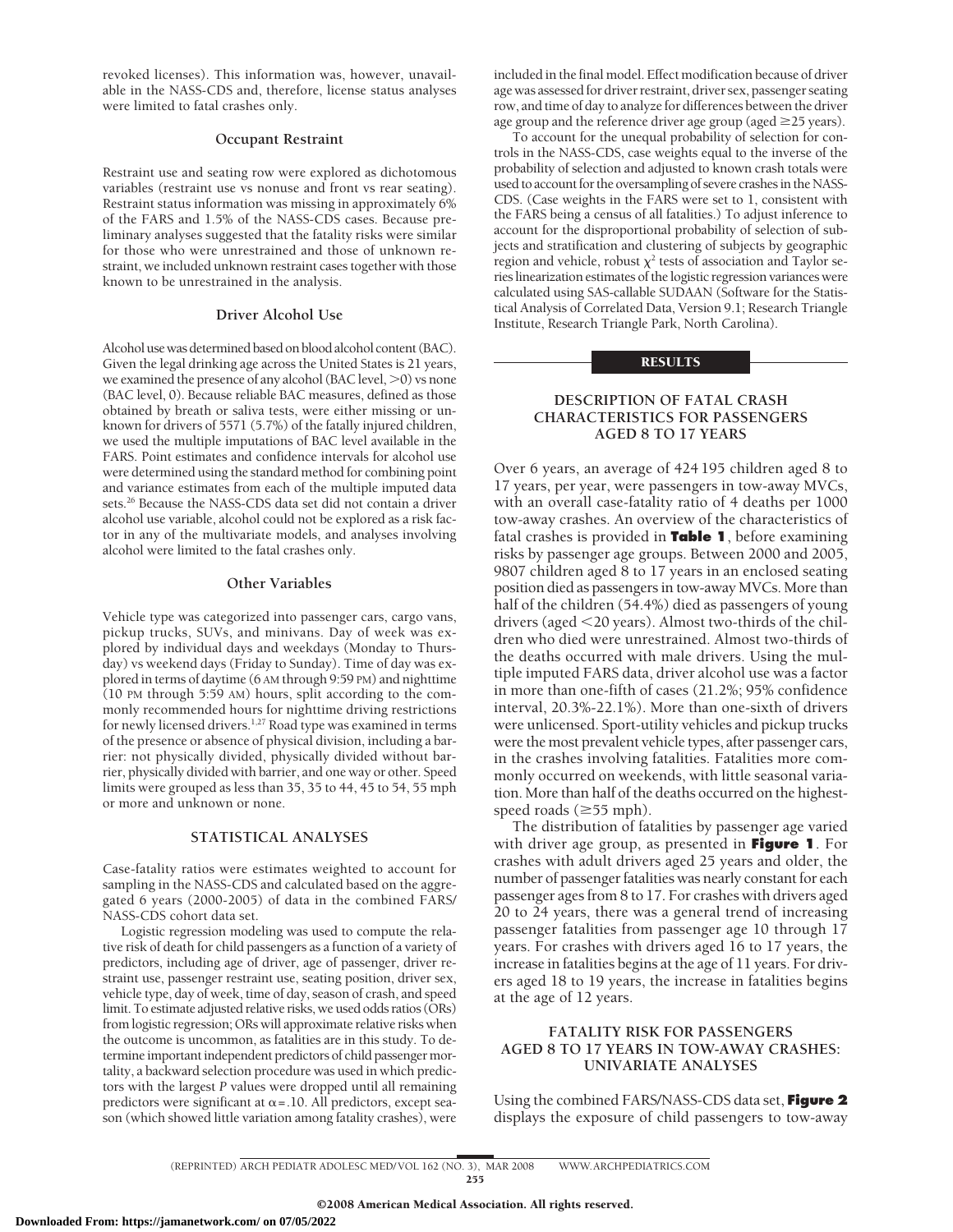revoked licenses). This information was, however, unavailable in the NASS-CDS and, therefore, license status analyses were limited to fatal crashes only.

### Occupant Restraint

Restraint use and seating row were explored as dichotomous variables (restraint use vs nonuse and front vs rear seating). Restraint status information was missing in approximately 6% of the FARS and 1.5% of the NASS-CDS cases. Because preliminary analyses suggested that the fatality risks were similar for those who were unrestrained and those of unknown restraint, we included unknown restraint cases together with those known to be unrestrained in the analysis.

### Driver Alcohol Use

Alcohol use was determined based on blood alcohol content (BAC). Given the legal drinking age across the United States is 21 years, we examined the presence of any alcohol (BAC level, >0) vs none (BAC level, 0). Because reliable BAC measures, defined as those obtained by breath or saliva tests, were either missing or unknown for drivers of 5571 (5.7%) of the fatally injured children, we used the multiple imputations of BAC level available in the FARS. Point estimates and confidence intervals for alcohol use were determined using the standard method for combining point and variance estimates from each of the multiple imputed data sets.[26] Because the NASS-CDS data set did not contain a driver alcohol use variable, alcohol could not be explored as a risk factor in any of the multivariate models, and analyses involving alcohol were limited to the fatal crashes only.

### Other Variables

Vehicle type was categorized into passenger cars, cargo vans, pickup trucks, SUVs, and minivans. Day of week was explored by individual days and weekdays (Monday to Thursday) vs weekend days (Friday to Sunday). Time of day was explored in terms of daytime (6 AM through 9:59 PM) and nighttime (10 PM through 5:59 AM) hours, split according to the commonly recommended hours for nighttime driving restrictions for newly licensed drivers.[1,27] Road type was examined in terms of the presence or absence of physical division, including a barrier: not physically divided, physically divided without barrier, physically divided with barrier, and one way or other. Speed limits were grouped as less than 35, 35 to 44, 45 to 54, 55 mph or more and unknown or none.

## STATISTICAL ANALYSES

Case-fatality ratios were estimates weighted to account for sampling in the NASS-CDS and calculated based on the aggregated 6 years (2000-2005) of data in the combined FARS/NASS-CDS cohort data set.

Logistic regression modeling was used to compute the relative risk of death for child passengers as a function of a variety of predictors, including age of driver, age of passenger, driver restraint use, passenger restraint use, seating position, driver sex, vehicle type, day of week, time of day, season of crash, and speed limit. To estimate adjusted relative risks, we used odds ratios (ORs) from logistic regression; ORs will approximate relative risks when the outcome is uncommon, as fatalities are in this study. To determine important independent predictors of child passenger mortality, a backward selection procedure was used in which predictors with the largest *P* values were dropped until all remaining predictors were significant at $\alpha = .10$. All predictors, except season (which showed little variation among fatality crashes), were included in the final model. Effect modification because of driver age was assessed for driver restraint, driver sex, passenger seating row, and time of day to analyze for differences between the driver age group and the reference driver age group (aged ≥25 years).

To account for the unequal probability of selection for controls in the NASS-CDS, case weights equal to the inverse of the probability of selection and adjusted to known crash totals were used to account for the oversampling of severe crashes in the NASS-CDS. (Case weights in the FARS were set to 1, consistent with the FARS being a census of all fatalities.) To adjust inference to account for the disproportional probability of selection of subjects and stratification and clustering of subjects by geographic region and vehicle, robust $\chi^2$ tests of association and Taylor series linearization estimates of the logistic regression variances were calculated using SAS-callable SUDAAN (Software for the Statistical Analysis of Correlated Data, Version 9.1; Research Triangle Institute, Research Triangle Park, North Carolina).

# RESULTS

## DESCRIPTION OF FATAL CRASH CHARACTERISTICS FOR PASSENGERS AGED 8 TO 17 YEARS

Over 6 years, an average of 424 195 children aged 8 to 17 years, per year, were passengers in tow-away MVCs, with an overall case-fatality ratio of 4 deaths per 1000 tow-away crashes. An overview of the characteristics of fatal crashes is provided in **Table 1**, before examining risks by passenger age groups. Between 2000 and 2005, 9807 children aged 8 to 17 years in an enclosed seating position died as passengers in tow-away MVCs. More than half of the children (54.4%) died as passengers of young drivers (aged <20 years). Almost two-thirds of the children who died were unrestrained. Almost two-thirds of the deaths occurred with male drivers. Using the multiple imputed FARS data, driver alcohol use was a factor in more than one-fifth of cases (21.2%; 95% confidence interval, 20.3%-22.1%). More than one-sixth of drivers were unlicensed. Sport-utility vehicles and pickup trucks were the most prevalent vehicle types, after passenger cars, in the crashes involving fatalities. Fatalities more commonly occurred on weekends, with little seasonal variation. More than half of the deaths occurred on the highest-speed roads (≥55 mph).

The distribution of fatalities by passenger age varied with driver age group, as presented in **Figure 1**. For crashes with adult drivers aged 25 years and older, the number of passenger fatalities was nearly constant for each passenger ages from 8 to 17. For crashes with drivers aged 20 to 24 years, there was a general trend of increasing passenger fatalities from passenger age 10 through 17 years. For crashes with drivers aged 16 to 17 years, the increase in fatalities begins at the age of 11 years. For drivers aged 18 to 19 years, the increase in fatalities begins at the age of 12 years.

## FATALITY RISK FOR PASSENGERS AGED 8 TO 17 YEARS IN TOW-AWAY CRASHES: UNIVARIATE ANALYSES

Using the combined FARS/NASS-CDS data set, **Figure 2** displays the exposure of child passengers to tow-away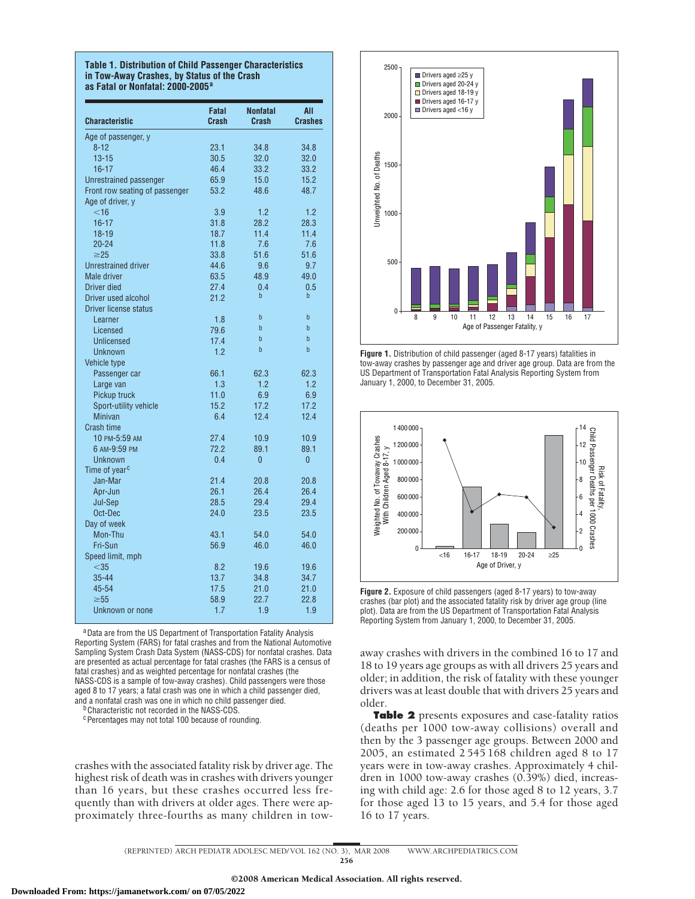**Table 1. Distribution of Child Passenger Characteristics in Tow-Away Crashes, by Status of the Crash as Fatal or Nonfatal: 2000-2005[a]**

| Characteristic | Fatal Crash | Nonfatal Crash | All Crashes |
|---|---|---|---|
| Age of passenger, y | | | |
| 8-12 | 23.1 | 34.8 | 34.8 |
| 13-15 | 30.5 | 32.0 | 32.0 |
| 16-17 | 46.4 | 33.2 | 33.2 |
| Unrestrained passenger | 65.9 | 15.0 | 15.2 |
| Front row seating of passenger | 53.2 | 48.6 | 48.7 |
| Age of driver, y | | | |
| <16 | 3.9 | 1.2 | 1.2 |
| 16-17 | 31.8 | 28.2 | 28.3 |
| 18-19 | 18.7 | 11.4 | 11.4 |
| 20-24 | 11.8 | 7.6 | 7.6 |
| ≥25 | 33.8 | 51.6 | 51.6 |
| Unrestrained driver | 44.6 | 9.6 | 9.7 |
| Male driver | 63.5 | 48.9 | 49.0 |
| Driver died | 27.4 | 0.4 | 0.5 |
| Driver used alcohol | 21.2 | b | b |
| Driver license status | | | |
| Learner | 1.8 | b | b |
| Licensed | 79.6 | b | b |
| Unlicensed | 17.4 | b | b |
| Unknown | 1.2 | b | b |
| Vehicle type | | | |
| Passenger car | 66.1 | 62.3 | 62.3 |
| Large van | 1.3 | 1.2 | 1.2 |
| Pickup truck | 11.0 | 6.9 | 6.9 |
| Sport-utility vehicle | 15.2 | 17.2 | 17.2 |
| Minivan | 6.4 | 12.4 | 12.4 |
| Crash time | | | |
| 10 PM-5:59 AM | 27.4 | 10.9 | 10.9 |
| 6 AM-9:59 PM | 72.2 | 89.1 | 89.1 |
| Unknown | 0.4 | 0 | 0 |
| Time of year[c] | | | |
| Jan-Mar | 21.4 | 20.8 | 20.8 |
| Apr-Jun | 26.1 | 26.4 | 26.4 |
| Jul-Sep | 28.5 | 29.4 | 29.4 |
| Oct-Dec | 24.0 | 23.5 | 23.5 |
| Day of week | | | |
| Mon-Thu | 43.1 | 54.0 | 54.0 |
| Fri-Sun | 56.9 | 46.0 | 46.0 |
| Speed limit, mph | | | |
| <35 | 8.2 | 19.6 | 19.6 |
| 35-44 | 13.7 | 34.8 | 34.7 |
| 45-54 | 17.5 | 21.0 | 21.0 |
| ≥55 | 58.9 | 22.7 | 22.8 |
| Unknown or none | 1.7 | 1.9 | 1.9 |

[a] Data are from the US Department of Transportation Fatality Analysis Reporting System (FARS) for fatal crashes and from the National Automotive Sampling System Crash Data System (NASS-CDS) for nonfatal crashes. Data are presented as actual percentage for fatal crashes (the FARS is a census of fatal crashes) and as weighted percentage for nonfatal crashes (the NASS-CDS is a sample of tow-away crashes). Child passengers were those aged 8 to 17 years; a fatal crash was one in which a child passenger died, and a nonfatal crash was one in which no child passenger died.

[b] Characteristic not recorded in the NASS-CDS.

[c] Percentages may not total 100 because of rounding.

crashes with the associated fatality risk by driver age. The highest risk of death was in crashes with drivers younger than 16 years, but these crashes occurred less frequently than with drivers at older ages. There were approximately three-fourths as many children in tow-away crashes with drivers in the combined 16 to 17 and 18 to 19 years age groups as with all drivers 25 years and older; in addition, the risk of fatality with these younger drivers was at least double that with drivers 25 years and older.

**Table 2** presents exposures and case-fatality ratios (deaths per 1000 tow-away collisions) overall and then by the 3 passenger age groups. Between 2000 and 2005, an estimated 2 545 168 children aged 8 to 17 years were in tow-away crashes. Approximately 4 children in 1000 tow-away crashes (0.39%) died, increasing with child age: 2.6 for those aged 8 to 12 years, 3.7 for those aged 13 to 15 years, and 5.4 for those aged 16 to 17 years.

**Figure 1.** Distribution of child passenger (aged 8-17 years) fatalities in tow-away crashes by passenger age and driver age group. Data are from the US Department of Transportation Fatal Analysis Reporting System from January 1, 2000, to December 31, 2005.

**Figure 2.** Exposure of child passengers (aged 8-17 years) to tow-away crashes (bar plot) and the associated fatality risk by driver age group (line plot). Data are from the US Department of Transportation Fatal Analysis Reporting System from January 1, 2000, to December 31, 2005.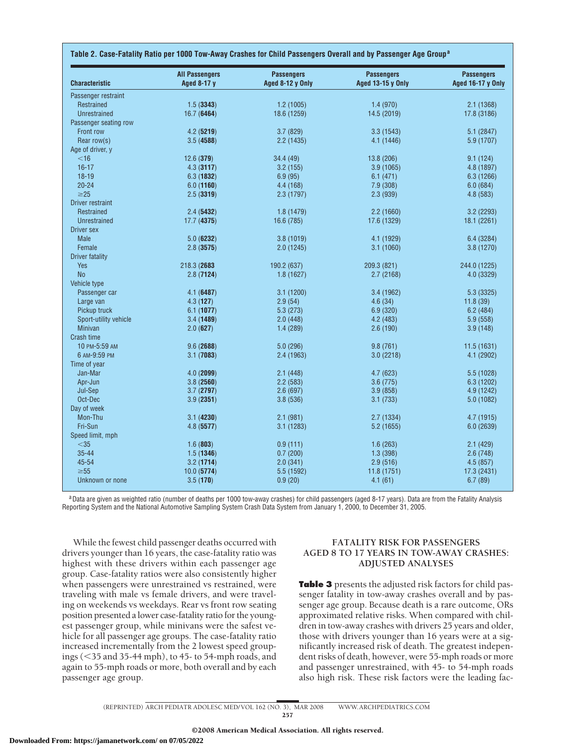**Table 2. Case-Fatality Ratio per 1000 Tow-Away Crashes for Child Passengers Overall and by Passenger Age Group[a]**

| Characteristic | All Passengers Aged 8-17 y | Passengers Aged 8-12 y Only | Passengers Aged 13-15 y Only | Passengers Aged 16-17 y Only |
|---|---|---|---|---|
| Passenger restraint | | | | |
| Restrained | 1.5 (**3343**) | 1.2 (1005) | 1.4 (970) | 2.1 (1368) |
| Unrestrained | 16.7 (**6464**) | 18.6 (1259) | 14.5 (2019) | 17.8 (3186) |
| Passenger seating row | | | | |
| Front row | 4.2 (**5219**) | 3.7 (829) | 3.3 (1543) | 5.1 (2847) |
| Rear row(s) | 3.5 (**4588**) | 2.2 (1435) | 4.1 (1446) | 5.9 (1707) |
| Age of driver, y | | | | |
| <16 | 12.6 (**379**) | 34.4 (49) | 13.8 (206) | 9.1 (124) |
| 16-17 | 4.3 (**3117**) | 3.2 (155) | 3.9 (1065) | 4.8 (1897) |
| 18-19 | 6.3 (**1832**) | 6.9 (95) | 6.1 (471) | 6.3 (1266) |
| 20-24 | 6.0 (**1160**) | 4.4 (168) | 7.9 (308) | 6.0 (684) |
| ≥25 | 2.5 (**3319**) | 2.3 (1797) | 2.3 (939) | 4.8 (583) |
| Driver restraint | | | | |
| Restrained | 2.4 (**5432**) | 1.8 (1479) | 2.2 (1660) | 3.2 (2293) |
| Unrestrained | 17.7 (**4375**) | 16.6 (785) | 17.6 (1329) | 18.1 (2261) |
| Driver sex | | | | |
| Male | 5.0 (**6232**) | 3.8 (1019) | 4.1 (1929) | 6.4 (3284) |
| Female | 2.8 (**3575**) | 2.0 (1245) | 3.1 (1060) | 3.8 (1270) |
| Driver fatality | | | | |
| Yes | 218.3 (**2683** | 190.2 (637) | 209.3 (821) | 244.0 (1225) |
| No | 2.8 (**7124**) | 1.8 (1627) | 2.7 (2168) | 4.0 (3329) |
| Vehicle type | | | | |
| Passenger car | 4.1 (**6487**) | 3.1 (1200) | 3.4 (1962) | 5.3 (3325) |
| Large van | 4.3 (**127**) | 2.9 (54) | 4.6 (34) | 11.8 (39) |
| Pickup truck | 6.1 (**1077**) | 5.3 (273) | 6.9 (320) | 6.2 (484) |
| Sport-utility vehicle | 3.4 (**1489**) | 2.0 (448) | 4.2 (483) | 5.9 (558) |
| Minivan | 2.0 (**627**) | 1.4 (289) | 2.6 (190) | 3.9 (148) |
| Crash time | | | | |
| 10 PM-5:59 AM | 9.6 (**2688**) | 5.0 (296) | 9.8 (761) | 11.5 (1631) |
| 6 AM-9:59 PM | 3.1 (**7083**) | 2.4 (1963) | 3.0 (2218) | 4.1 (2902) |
| Time of year | | | | |
| Jan-Mar | 4.0 (**2099**) | 2.1 (448) | 4.7 (623) | 5.5 (1028) |
| Apr-Jun | 3.8 (**2560**) | 2.2 (583) | 3.6 (775) | 6.3 (1202) |
| Jul-Sep | 3.7 (**2797**) | 2.6 (697) | 3.9 (858) | 4.9 (1242) |
| Oct-Dec | 3.9 (**2351**) | 3.8 (536) | 3.1 (733) | 5.0 (1082) |
| Day of week | | | | |
| Mon-Thu | 3.1 (**4230**) | 2.1 (981) | 2.7 (1334) | 4.7 (1915) |
| Fri-Sun | 4.8 (**5577**) | 3.1 (1283) | 5.2 (1655) | 6.0 (2639) |
| Speed limit, mph | | | | |
| <35 | 1.6 (**803**) | 0.9 (111) | 1.6 (263) | 2.1 (429) |
| 35-44 | 1.5 (**1346**) | 0.7 (200) | 1.3 (398) | 2.6 (748) |
| 45-54 | 3.2 (**1714**) | 2.0 (341) | 2.9 (516) | 4.5 (857) |
| ≥55 | 10.0 (**5774**) | 5.5 (1592) | 11.8 (1751) | 17.3 (2431) |
| Unknown or none | 3.5 (**170**) | 0.9 (20) | 4.1 (61) | 6.7 (89) |

[a] Data are given as weighted ratio (number of deaths per 1000 tow-away crashes) for child passengers (aged 8-17 years). Data are from the Fatality Analysis Reporting System and the National Automotive Sampling System Crash Data System from January 1, 2000, to December 31, 2005.

While the fewest child passenger deaths occurred with drivers younger than 16 years, the case-fatality ratio was highest with these drivers within each passenger age group. Case-fatality ratios were also consistently higher when passengers were unrestrained vs restrained, were traveling with male vs female drivers, and were traveling on weekends vs weekdays. Rear vs front row seating position presented a lower case-fatality ratio for the youngest passenger group, while minivans were the safest vehicle for all passenger age groups. The case-fatality ratio increased incrementally from the 2 lowest speed groupings (<35 and 35-44 mph), to 45- to 54-mph roads, and again to 55-mph roads or more, both overall and by each passenger age group.

### FATALITY RISK FOR PASSENGERS AGED 8 TO 17 YEARS IN TOW-AWAY CRASHES: ADJUSTED ANALYSES

**Table 3** presents the adjusted risk factors for child passenger fatality in tow-away crashes overall and by passenger age group. Because death is a rare outcome, ORs approximated relative risks. When compared with children in tow-away crashes with drivers 25 years and older, those with drivers younger than 16 years were at a significantly increased risk of death. The greatest independent risks of death, however, were 55-mph roads or more and passenger unrestrained, with 45- to 54-mph roads also high risk. These risk factors were the leading fac-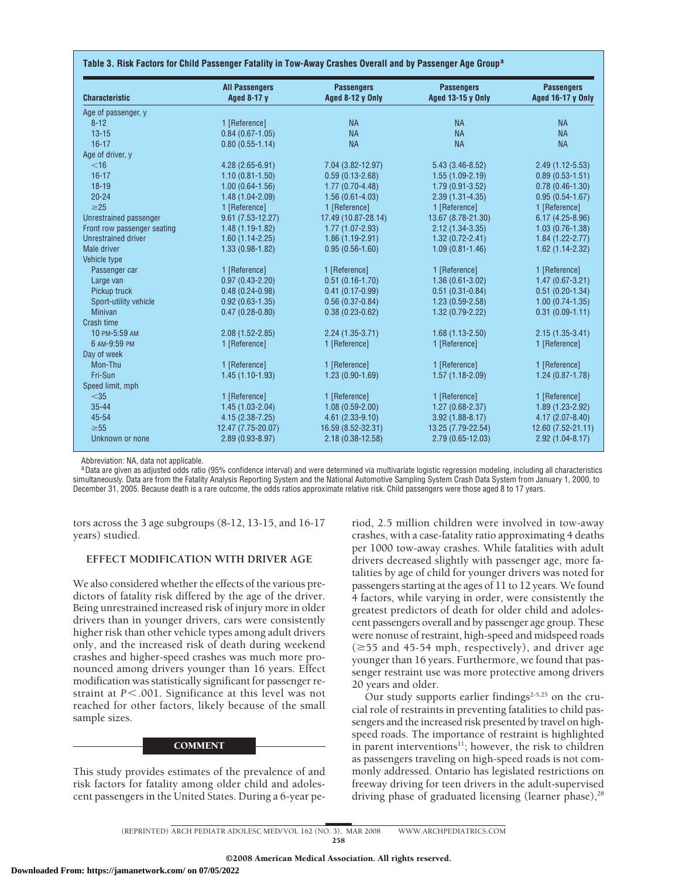**Table 3. Risk Factors for Child Passenger Fatality in Tow-Away Crashes Overall and by Passenger Age Group[a]**

| Characteristic | All Passengers Aged 8-17 y | Passengers Aged 8-12 y Only | Passengers Aged 13-15 y Only | Passengers Aged 16-17 y Only |
|---|---|---|---|---|
| Age of passenger, y | | | | |
| 8-12 | 1 [Reference] | NA | NA | NA |
| 13-15 | 0.84 (0.67-1.05) | NA | NA | NA |
| 16-17 | 0.80 (0.55-1.14) | NA | NA | NA |
| Age of driver, y | | | | |
| <16 | 4.28 (2.65-6.91) | 7.04 (3.82-12.97) | 5.43 (3.46-8.52) | 2.49 (1.12-5.53) |
| 16-17 | 1.10 (0.81-1.50) | 0.59 (0.13-2.68) | 1.55 (1.09-2.19) | 0.89 (0.53-1.51) |
| 18-19 | 1.00 (0.64-1.56) | 1.77 (0.70-4.48) | 1.79 (0.91-3.52) | 0.78 (0.46-1.30) |
| 20-24 | 1.48 (1.04-2.09) | 1.56 (0.61-4.03) | 2.39 (1.31-4.35) | 0.95 (0.54-1.67) |
| ≥25 | 1 [Reference] | 1 [Reference] | 1 [Reference] | 1 [Reference] |
| Unrestrained passenger | 9.61 (7.53-12.27) | 17.49 (10.87-28.14) | 13.67 (8.78-21.30) | 6.17 (4.25-8.96) |
| Front row passenger seating | 1.48 (1.19-1.82) | 1.77 (1.07-2.93) | 2.12 (1.34-3.35) | 1.03 (0.76-1.38) |
| Unrestrained driver | 1.60 (1.14-2.25) | 1.86 (1.19-2.91) | 1.32 (0.72-2.41) | 1.84 (1.22-2.77) |
| Male driver | 1.33 (0.98-1.82) | 0.95 (0.56-1.60) | 1.09 (0.81-1.46) | 1.62 (1.14-2.32) |
| Vehicle type | | | | |
| Passenger car | 1 [Reference] | 1 [Reference] | 1 [Reference] | 1 [Reference] |
| Large van | 0.97 (0.43-2.20) | 0.51 (0.16-1.70) | 1.36 (0.61-3.02) | 1.47 (0.67-3.21) |
| Pickup truck | 0.48 (0.24-0.98) | 0.41 (0.17-0.99) | 0.51 (0.31-0.84) | 0.51 (0.20-1.34) |
| Sport-utility vehicle | 0.92 (0.63-1.35) | 0.56 (0.37-0.84) | 1.23 (0.59-2.58) | 1.00 (0.74-1.35) |
| Minivan | 0.47 (0.28-0.80) | 0.38 (0.23-0.62) | 1.32 (0.79-2.22) | 0.31 (0.09-1.11) |
| Crash time | | | | |
| 10 PM-5:59 AM | 2.08 (1.52-2.85) | 2.24 (1.35-3.71) | 1.68 (1.13-2.50) | 2.15 (1.35-3.41) |
| 6 AM-9:59 PM | 1 [Reference] | 1 [Reference] | 1 [Reference] | 1 [Reference] |
| Day of week | | | | |
| Mon-Thu | 1 [Reference] | 1 [Reference] | 1 [Reference] | 1 [Reference] |
| Fri-Sun | 1.45 (1.10-1.93) | 1.23 (0.90-1.69) | 1.57 (1.18-2.09) | 1.24 (0.87-1.78) |
| Speed limit, mph | | | | |
| <35 | 1 [Reference] | 1 [Reference] | 1 [Reference] | 1 [Reference] |
| 35-44 | 1.45 (1.03-2.04) | 1.08 (0.59-2.00) | 1.27 (0.68-2.37) | 1.89 (1.23-2.92) |
| 45-54 | 4.15 (2.38-7.25) | 4.61 (2.33-9.10) | 3.92 (1.88-8.17) | 4.17 (2.07-8.40) |
| ≥55 | 12.47 (7.75-20.07) | 16.59 (8.52-32.31) | 13.25 (7.79-22.54) | 12.60 (7.52-21.11) |
| Unknown or none | 2.89 (0.93-8.97) | 2.18 (0.38-12.58) | 2.79 (0.65-12.03) | 2.92 (1.04-8.17) |

Abbreviation: NA, data not applicable.
[a] Data are given as adjusted odds ratio (95% confidence interval) and were determined via multivariate logistic regression modeling, including all characteristics simultaneously. Data are from the Fatality Analysis Reporting System and the National Automotive Sampling System Crash Data System from January 1, 2000, to December 31, 2005. Because death is a rare outcome, the odds ratios approximate relative risk. Child passengers were those aged 8 to 17 years.

tors across the 3 age subgroups (8-12, 13-15, and 16-17 years) studied.

### EFFECT MODIFICATION WITH DRIVER AGE

We also considered whether the effects of the various predictors of fatality risk differed by the age of the driver. Being unrestrained increased risk of injury more in older drivers than in younger drivers, cars were consistently higher risk than other vehicle types among adult drivers only, and the increased risk of death during weekend crashes and higher-speed crashes was much more pronounced among drivers younger than 16 years. Effect modification was statistically significant for passenger restraint at $P < .001$. Significance at this level was not reached for other factors, likely because of the small sample sizes.

## COMMENT

This study provides estimates of the prevalence of and risk factors for fatality among older child and adolescent passengers in the United States. During a 6-year period, 2.5 million children were involved in tow-away crashes, with a case-fatality ratio approximating 4 deaths per 1000 tow-away crashes. While fatalities with adult drivers decreased slightly with passenger age, more fatalities by age of child for younger drivers was noted for passengers starting at the ages of 11 to 12 years. We found 4 factors, while varying in order, were consistently the greatest predictors of death for older child and adolescent passengers overall and by passenger age group. These were nonuse of restraint, high-speed and midspeed roads (≥55 and 45-54 mph, respectively), and driver age younger than 16 years. Furthermore, we found that passenger restraint use was more protective among drivers 20 years and older.

Our study supports earlier findings[2-5,25] on the crucial role of restraints in preventing fatalities to child passengers and the increased risk presented by travel on high-speed roads. The importance of restraint is highlighted in parent interventions[11]; however, the risk to children as passengers traveling on high-speed roads is not commonly addressed. Ontario has legislated restrictions on freeway driving for teen drivers in the adult-supervised driving phase of graduated licensing (learner phase),[28]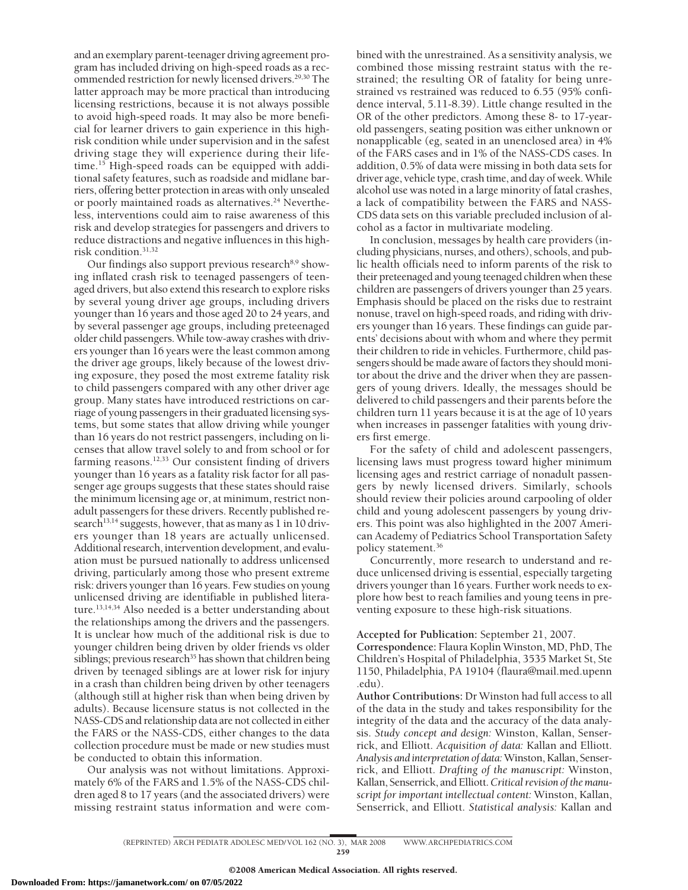and an exemplary parent-teenager driving agreement program has included driving on high-speed roads as a recommended restriction for newly licensed drivers.[29,30] The latter approach may be more practical than introducing licensing restrictions, because it is not always possible to avoid high-speed roads. It may also be more beneficial for learner drivers to gain experience in this high-risk condition while under supervision and in the safest driving stage they will experience during their lifetime.[15] High-speed roads can be equipped with additional safety features, such as roadside and midlane barriers, offering better protection in areas with only unsealed or poorly maintained roads as alternatives.[24] Nevertheless, interventions could aim to raise awareness of this risk and develop strategies for passengers and drivers to reduce distractions and negative influences in this high-risk condition.[31,32]

Our findings also support previous research[8,9] showing inflated crash risk to teenaged passengers of teenaged drivers, but also extend this research to explore risks by several young driver age groups, including drivers younger than 16 years and those aged 20 to 24 years, and by several passenger age groups, including preteenaged older child passengers. While tow-away crashes with drivers younger than 16 years were the least common among the driver age groups, likely because of the lowest driving exposure, they posed the most extreme fatality risk to child passengers compared with any other driver age group. Many states have introduced restrictions on carriage of young passengers in their graduated licensing systems, but some states that allow driving while younger than 16 years do not restrict passengers, including on licenses that allow travel solely to and from school or for farming reasons.[12,33] Our consistent finding of drivers younger than 16 years as a fatality risk factor for all passenger age groups suggests that these states should raise the minimum licensing age or, at minimum, restrict nonadult passengers for these drivers. Recently published research[13,14] suggests, however, that as many as 1 in 10 drivers younger than 18 years are actually unlicensed. Additional research, intervention development, and evaluation must be pursued nationally to address unlicensed driving, particularly among those who present extreme risk: drivers younger than 16 years. Few studies on young unlicensed driving are identifiable in published literature.[13,14,34] Also needed is a better understanding about the relationships among the drivers and the passengers. It is unclear how much of the additional risk is due to younger children being driven by older friends vs older siblings; previous research[35] has shown that children being driven by teenaged siblings are at lower risk for injury in a crash than children being driven by other teenagers (although still at higher risk than when being driven by adults). Because licensure status is not collected in the NASS-CDS and relationship data are not collected in either the FARS or the NASS-CDS, either changes to the data collection procedure must be made or new studies must be conducted to obtain this information.

Our analysis was not without limitations. Approximately 6% of the FARS and 1.5% of the NASS-CDS children aged 8 to 17 years (and the associated drivers) were missing restraint status information and were combined with the unrestrained. As a sensitivity analysis, we combined those missing restraint status with the restrained; the resulting OR of fatality for being unrestrained vs restrained was reduced to 6.55 (95% confidence interval, 5.11-8.39). Little change resulted in the OR of the other predictors. Among these 8- to 17-year-old passengers, seating position was either unknown or nonapplicable (eg, seated in an unenclosed area) in 4% of the FARS cases and in 1% of the NASS-CDS cases. In addition, 0.5% of data were missing in both data sets for driver age, vehicle type, crash time, and day of week. While alcohol use was noted in a large minority of fatal crashes, a lack of compatibility between the FARS and NASS-CDS data sets on this variable precluded inclusion of alcohol as a factor in multivariate modeling.

In conclusion, messages by health care providers (including physicians, nurses, and others), schools, and public health officials need to inform parents of the risk to their preteenaged and young teenaged children when these children are passengers of drivers younger than 25 years. Emphasis should be placed on the risks due to restraint nonuse, travel on high-speed roads, and riding with drivers younger than 16 years. These findings can guide parents' decisions about with whom and where they permit their children to ride in vehicles. Furthermore, child passengers should be made aware of factors they should monitor about the drive and the driver when they are passengers of young drivers. Ideally, the messages should be delivered to child passengers and their parents before the children turn 11 years because it is at the age of 10 years when increases in passenger fatalities with young drivers first emerge.

For the safety of child and adolescent passengers, licensing laws must progress toward higher minimum licensing ages and restrict carriage of nonadult passengers by newly licensed drivers. Similarly, schools should review their policies around carpooling of older child and young adolescent passengers by young drivers. This point was also highlighted in the 2007 American Academy of Pediatrics School Transportation Safety policy statement.[36]

Concurrently, more research to understand and reduce unlicensed driving is essential, especially targeting drivers younger than 16 years. Further work needs to explore how best to reach families and young teens in preventing exposure to these high-risk situations.

**Accepted for Publication:** September 21, 2007.

**Correspondence:** Flaura Koplin Winston, MD, PhD, The Children's Hospital of Philadelphia, 3535 Market St, Ste 1150, Philadelphia, PA 19104 (flaura@mail.med.upenn.edu).

**Author Contributions:** Dr Winston had full access to all of the data in the study and takes responsibility for the integrity of the data and the accuracy of the data analysis. *Study concept and design:* Winston, Kallan, Senserrick, and Elliott. *Acquisition of data:* Kallan and Elliott. *Analysis and interpretation of data:* Winston, Kallan, Senserrick, and Elliott. *Drafting of the manuscript:* Winston, Kallan, Senserrick, and Elliott. *Critical revision of the manuscript for important intellectual content:* Winston, Kallan, Senserrick, and Elliott. *Statistical analysis:* Kallan and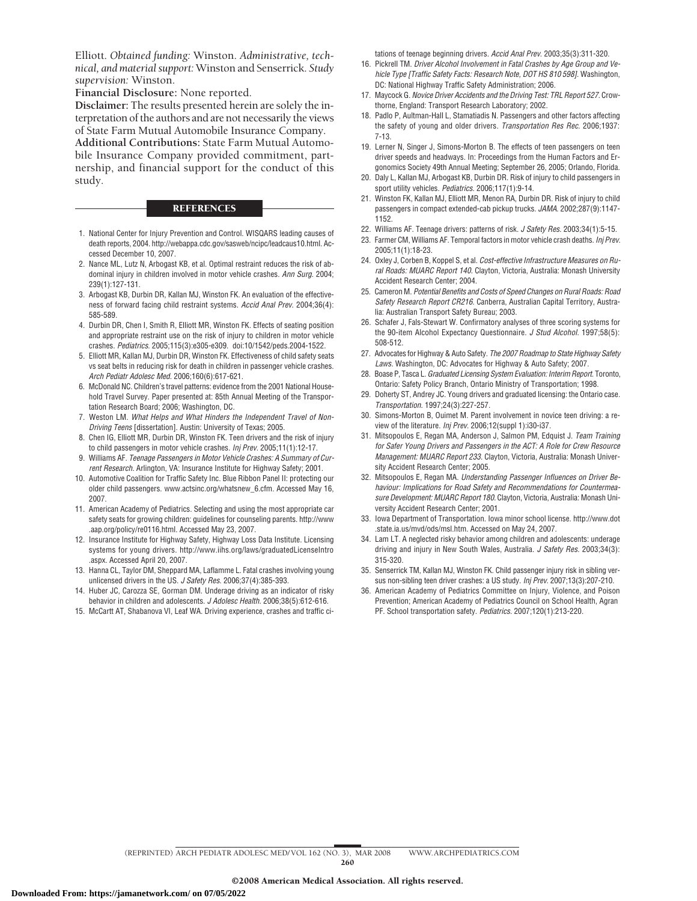Elliott. *Obtained funding:* Winston. *Administrative, technical, and material support:* Winston and Senserrick. *Study supervision:* Winston.

**Financial Disclosure:** None reported.

**Disclaimer:** The results presented herein are solely the interpretation of the authors and are not necessarily the views of State Farm Mutual Automobile Insurance Company.

**Additional Contributions:** State Farm Mutual Automobile Insurance Company provided commitment, partnership, and financial support for the conduct of this study.

## REFERENCES

1. National Center for Injury Prevention and Control. WISQARS leading causes of death reports, 2004. http://webappa.cdc.gov/sasweb/ncipc/leadcaus10.html. Accessed December 10, 2007.
2. Nance ML, Lutz N, Arbogast KB, et al. Optimal restraint reduces the risk of abdominal injury in children involved in motor vehicle crashes. *Ann Surg.* 2004;239(1):127-131.
3. Arbogast KB, Durbin DR, Kallan MJ, Winston FK. An evaluation of the effectiveness of forward facing child restraint systems. *Accid Anal Prev.* 2004;36(4):585-589.
4. Durbin DR, Chen I, Smith R, Elliott MR, Winston FK. Effects of seating position and appropriate restraint use on the risk of injury to children in motor vehicle crashes. *Pediatrics.* 2005;115(3):e305-e309. doi:10/1542/peds.2004-1522.
5. Elliott MR, Kallan MJ, Durbin DR, Winston FK. Effectiveness of child safety seats vs seat belts in reducing risk for death in children in passenger vehicle crashes. *Arch Pediatr Adolesc Med.* 2006;160(6):617-621.
6. McDonald NC. Children's travel patterns: evidence from the 2001 National Household Travel Survey. Paper presented at: 85th Annual Meeting of the Transportation Research Board; 2006; Washington, DC.
7. Weston LM. *What Helps and What Hinders the Independent Travel of Non-Driving Teens* [dissertation]. Austin: University of Texas; 2005.
8. Chen IG, Elliott MR, Durbin DR, Winston FK. Teen drivers and the risk of injury to child passengers in motor vehicle crashes. *Inj Prev.* 2005;11(1):12-17.
9. Williams AF. *Teenage Passengers in Motor Vehicle Crashes: A Summary of Current Research.* Arlington, VA: Insurance Institute for Highway Safety; 2001.
10. Automotive Coalition for Traffic Safety Inc. Blue Ribbon Panel II: protecting our older child passengers. www.actsinc.org/whatsnew_6.cfm. Accessed May 16, 2007.
11. American Academy of Pediatrics. Selecting and using the most appropriate car safety seats for growing children: guidelines for counseling parents. http://www.aap.org/policy/re0116.html. Accessed May 23, 2007.
12. Insurance Institute for Highway Safety, Highway Loss Data Institute. Licensing systems for young drivers. http://www.iihs.org/laws/graduatedLicenseIntro.aspx. Accessed April 20, 2007.
13. Hanna CL, Taylor DM, Sheppard MA, Laflamme L. Fatal crashes involving young unlicensed drivers in the US. *J Safety Res.* 2006;37(4):385-393.
14. Huber JC, Carozza SE, Gorman DM. Underage driving as an indicator of risky behavior in children and adolescents. *J Adolesc Health.* 2006;38(5):612-616.
15. McCartt AT, Shabanova VI, Leaf WA. Driving experience, crashes and traffic citations of teenage beginning drivers. *Accid Anal Prev.* 2003;35(3):311-320.
16. Pickrell TM. *Driver Alcohol Involvement in Fatal Crashes by Age Group and Vehicle Type [Traffic Safety Facts: Research Note, DOT HS 810 598].* Washington, DC: National Highway Traffic Safety Administration; 2006.
17. Maycock G. *Novice Driver Accidents and the Driving Test: TRL Report 527.* Crowthorne, England: Transport Research Laboratory; 2002.
18. Padlo P, Aultman-Hall L, Stamatiadis N. Passengers and other factors affecting the safety of young and older drivers. *Transportation Res Rec.* 2006;1937:7-13.
19. Lerner N, Singer J, Simons-Morton B. The effects of teen passengers on teen driver speeds and headways. In: Proceedings from the Human Factors and Ergonomics Society 49th Annual Meeting; September 26, 2005; Orlando, Florida.
20. Daly L, Kallan MJ, Arbogast KB, Durbin DR. Risk of injury to child passengers in sport utility vehicles. *Pediatrics.* 2006;117(1):9-14.
21. Winston FK, Kallan MJ, Elliott MR, Menon RA, Durbin DR. Risk of injury to child passengers in compact extended-cab pickup trucks. *JAMA.* 2002;287(9):1147-1152.
22. Williams AF. Teenage drivers: patterns of risk. *J Safety Res.* 2003;34(1):5-15.
23. Farmer CM, Williams AF. Temporal factors in motor vehicle crash deaths. *Inj Prev.* 2005;11(1):18-23.
24. Oxley J, Corben B, Koppel S, et al. *Cost-effective Infrastructure Measures on Rural Roads: MUARC Report 140.* Clayton, Victoria, Australia: Monash University Accident Research Center; 2004.
25. Cameron M. *Potential Benefits and Costs of Speed Changes on Rural Roads: Road Safety Research Report CR216.* Canberra, Australian Capital Territory, Australia: Australian Transport Safety Bureau; 2003.
26. Schafer J, Fals-Stewart W. Confirmatory analyses of three scoring systems for the 90-item Alcohol Expectancy Questionnaire. *J Stud Alcohol.* 1997;58(5):508-512.
27. Advocates for Highway & Auto Safety. *The 2007 Roadmap to State Highway Safety Laws.* Washington, DC: Advocates for Highway & Auto Safety; 2007.
28. Boase P, Tasca L. *Graduated Licensing System Evaluation: Interim Report.* Toronto, Ontario: Safety Policy Branch, Ontario Ministry of Transportation; 1998.
29. Doherty ST, Andrey JC. Young drivers and graduated licensing: the Ontario case. *Transportation.* 1997;24(3):227-257.
30. Simons-Morton B, Ouimet M. Parent involvement in novice teen driving: a review of the literature. *Inj Prev.* 2006;12(suppl 1):i30-i37.
31. Mitsopoulos E, Regan MA, Anderson J, Salmon PM, Edquist J. *Team Training for Safer Young Drivers and Passengers in the ACT: A Role for Crew Resource Management: MUARC Report 233.* Clayton, Victoria, Australia: Monash University Accident Research Center; 2005.
32. Mitsopoulos E, Regan MA. *Understanding Passenger Influences on Driver Behaviour: Implications for Road Safety and Recommendations for Countermeasure Development: MUARC Report 180.* Clayton, Victoria, Australia: Monash University Accident Research Center; 2001.
33. Iowa Department of Transportation. Iowa minor school license. http://www.dot.state.ia.us/mvd/ods/msl.htm. Accessed on May 24, 2007.
34. Lam LT. A neglected risky behavior among children and adolescents: underage driving and injury in New South Wales, Australia. *J Safety Res.* 2003;34(3):315-320.
35. Senserrick TM, Kallan MJ, Winston FK. Child passenger injury risk in sibling versus non-sibling teen driver crashes: a US study. *Inj Prev.* 2007;13(3):207-210.
36. American Academy of Pediatrics Committee on Injury, Violence, and Poison Prevention; American Academy of Pediatrics Council on School Health, Agran PF. School transportation safety. *Pediatrics.* 2007;120(1):213-220.